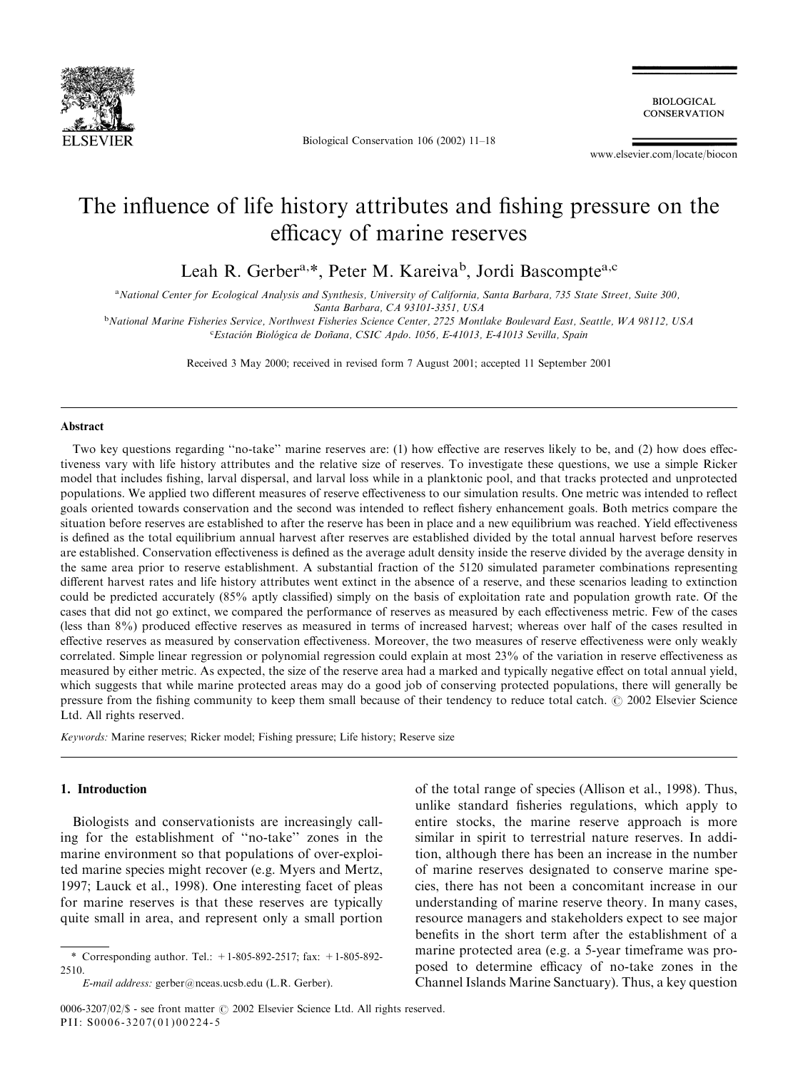# The influence of life history attributes and fishing pressure on the efficacy of marine reserves

Leah R. Gerber[a,*], Peter M. Kareiva[b], Jordi Bascompte[a,c]

[a]National Center for Ecological Analysis and Synthesis, University of California, Santa Barbara, 735 State Street, Suite 300, Santa Barbara, CA 93101-3351, USA

[b]National Marine Fisheries Service, Northwest Fisheries Science Center, 2725 Montlake Boulevard East, Seattle, WA 98112, USA

[c]Estación Biológica de Doñana, CSIC Apdo. 1056, E-41013, E-41013 Sevilla, Spain

Received 3 May 2000; received in revised form 7 August 2001; accepted 11 September 2001

## Abstract

Two key questions regarding "no-take" marine reserves are: (1) how effective are reserves likely to be, and (2) how does effectiveness vary with life history attributes and the relative size of reserves. To investigate these questions, we use a simple Ricker model that includes fishing, larval dispersal, and larval loss while in a planktonic pool, and that tracks protected and unprotected populations. We applied two different measures of reserve effectiveness to our simulation results. One metric was intended to reflect goals oriented towards conservation and the second was intended to reflect fishery enhancement goals. Both metrics compare the situation before reserves are established to after the reserve has been in place and a new equilibrium was reached. Yield effectiveness is defined as the total equilibrium annual harvest after reserves are established divided by the total annual harvest before reserves are established. Conservation effectiveness is defined as the average adult density inside the reserve divided by the average density in the same area prior to reserve establishment. A substantial fraction of the 5120 simulated parameter combinations representing different harvest rates and life history attributes went extinct in the absence of a reserve, and these scenarios leading to extinction could be predicted accurately (85% aptly classified) simply on the basis of exploitation rate and population growth rate. Of the cases that did not go extinct, we compared the performance of reserves as measured by each effectiveness metric. Few of the cases (less than 8%) produced effective reserves as measured in terms of increased harvest; whereas over half of the cases resulted in effective reserves as measured by conservation effectiveness. Moreover, the two measures of reserve effectiveness were only weakly correlated. Simple linear regression or polynomial regression could explain at most 23% of the variation in reserve effectiveness as measured by either metric. As expected, the size of the reserve area had a marked and typically negative effect on total annual yield, which suggests that while marine protected areas may do a good job of conserving protected populations, there will generally be pressure from the fishing community to keep them small because of their tendency to reduce total catch. © 2002 Elsevier Science Ltd. All rights reserved.

*Keywords:* Marine reserves; Ricker model; Fishing pressure; Life history; Reserve size

## 1. Introduction

Biologists and conservationists are increasingly calling for the establishment of "no-take" zones in the marine environment so that populations of over-exploited marine species might recover (e.g. Myers and Mertz, 1997; Lauck et al., 1998). One interesting facet of pleas for marine reserves is that these reserves are typically quite small in area, and represent only a small portion of the total range of species (Allison et al., 1998). Thus, unlike standard fisheries regulations, which apply to entire stocks, the marine reserve approach is more similar in spirit to terrestrial nature reserves. In addition, although there has been an increase in the number of marine reserves designated to conserve marine species, there has not been a concomitant increase in our understanding of marine reserve theory. In many cases, resource managers and stakeholders expect to see major benefits in the short term after the establishment of a marine protected area (e.g. a 5-year timeframe was proposed to determine efficacy of no-take zones in the Channel Islands Marine Sanctuary). Thus, a key question

\* Corresponding author. Tel.: +1-805-892-2517; fax: +1-805-892-2510.

*E-mail address:* gerber@nceas.ucsb.edu (L.R. Gerber).

0006-3207/02/$ - see front matter © 2002 Elsevier Science Ltd. All rights reserved.
PII: S0006-3207(01)00224-5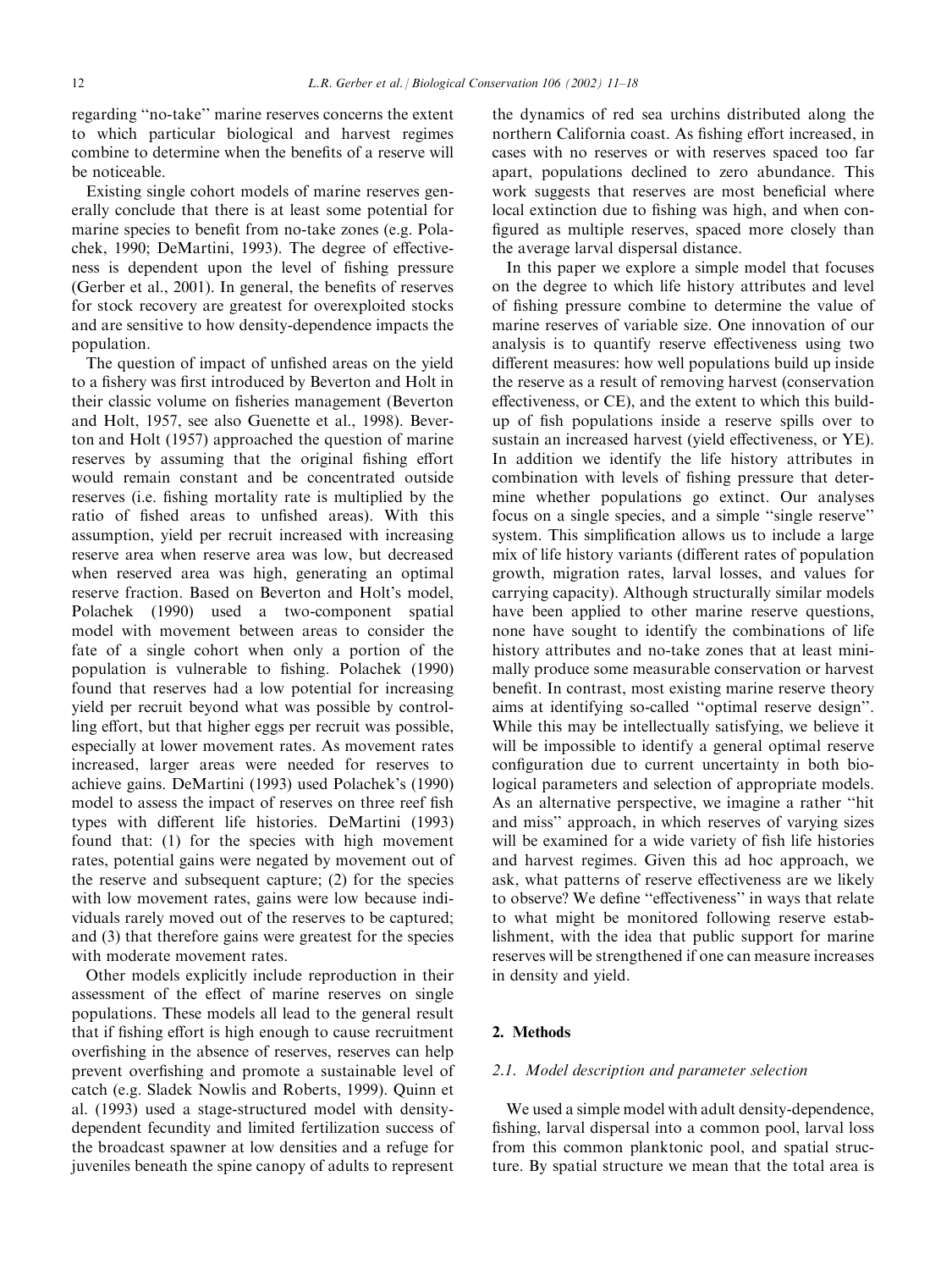regarding "no-take" marine reserves concerns the extent to which particular biological and harvest regimes combine to determine when the benefits of a reserve will be noticeable.

Existing single cohort models of marine reserves generally conclude that there is at least some potential for marine species to benefit from no-take zones (e.g. Polachek, 1990; DeMartini, 1993). The degree of effectiveness is dependent upon the level of fishing pressure (Gerber et al., 2001). In general, the benefits of reserves for stock recovery are greatest for overexploited stocks and are sensitive to how density-dependence impacts the population.

The question of impact of unfished areas on the yield to a fishery was first introduced by Beverton and Holt in their classic volume on fisheries management (Beverton and Holt, 1957, see also Guenette et al., 1998). Beverton and Holt (1957) approached the question of marine reserves by assuming that the original fishing effort would remain constant and be concentrated outside reserves (i.e. fishing mortality rate is multiplied by the ratio of fished areas to unfished areas). With this assumption, yield per recruit increased with increasing reserve area when reserve area was low, but decreased when reserved area was high, generating an optimal reserve fraction. Based on Beverton and Holt's model, Polachek (1990) used a two-component spatial model with movement between areas to consider the fate of a single cohort when only a portion of the population is vulnerable to fishing. Polachek (1990) found that reserves had a low potential for increasing yield per recruit beyond what was possible by controlling effort, but that higher eggs per recruit was possible, especially at lower movement rates. As movement rates increased, larger areas were needed for reserves to achieve gains. DeMartini (1993) used Polachek's (1990) model to assess the impact of reserves on three reef fish types with different life histories. DeMartini (1993) found that: (1) for the species with high movement rates, potential gains were negated by movement out of the reserve and subsequent capture; (2) for the species with low movement rates, gains were low because individuals rarely moved out of the reserves to be captured; and (3) that therefore gains were greatest for the species with moderate movement rates.

Other models explicitly include reproduction in their assessment of the effect of marine reserves on single populations. These models all lead to the general result that if fishing effort is high enough to cause recruitment overfishing in the absence of reserves, reserves can help prevent overfishing and promote a sustainable level of catch (e.g. Sladek Nowlis and Roberts, 1999). Quinn et al. (1993) used a stage-structured model with density-dependent fecundity and limited fertilization success of the broadcast spawner at low densities and a refuge for juveniles beneath the spine canopy of adults to represent the dynamics of red sea urchins distributed along the northern California coast. As fishing effort increased, in cases with no reserves or with reserves spaced too far apart, populations declined to zero abundance. This work suggests that reserves are most beneficial where local extinction due to fishing was high, and when configured as multiple reserves, spaced more closely than the average larval dispersal distance.

In this paper we explore a simple model that focuses on the degree to which life history attributes and level of fishing pressure combine to determine the value of marine reserves of variable size. One innovation of our analysis is to quantify reserve effectiveness using two different measures: how well populations build up inside the reserve as a result of removing harvest (conservation effectiveness, or CE), and the extent to which this build-up of fish populations inside a reserve spills over to sustain an increased harvest (yield effectiveness, or YE). In addition we identify the life history attributes in combination with levels of fishing pressure that determine whether populations go extinct. Our analyses focus on a single species, and a simple "single reserve" system. This simplification allows us to include a large mix of life history variants (different rates of population growth, migration rates, larval losses, and values for carrying capacity). Although structurally similar models have been applied to other marine reserve questions, none have sought to identify the combinations of life history attributes and no-take zones that at least minimally produce some measurable conservation or harvest benefit. In contrast, most existing marine reserve theory aims at identifying so-called "optimal reserve design". While this may be intellectually satisfying, we believe it will be impossible to identify a general optimal reserve configuration due to current uncertainty in both biological parameters and selection of appropriate models. As an alternative perspective, we imagine a rather "hit and miss" approach, in which reserves of varying sizes will be examined for a wide variety of fish life histories and harvest regimes. Given this ad hoc approach, we ask, what patterns of reserve effectiveness are we likely to observe? We define "effectiveness" in ways that relate to what might be monitored following reserve establishment, with the idea that public support for marine reserves will be strengthened if one can measure increases in density and yield.

## 2. Methods

### 2.1. Model description and parameter selection

We used a simple model with adult density-dependence, fishing, larval dispersal into a common pool, larval loss from this common planktonic pool, and spatial structure. By spatial structure we mean that the total area is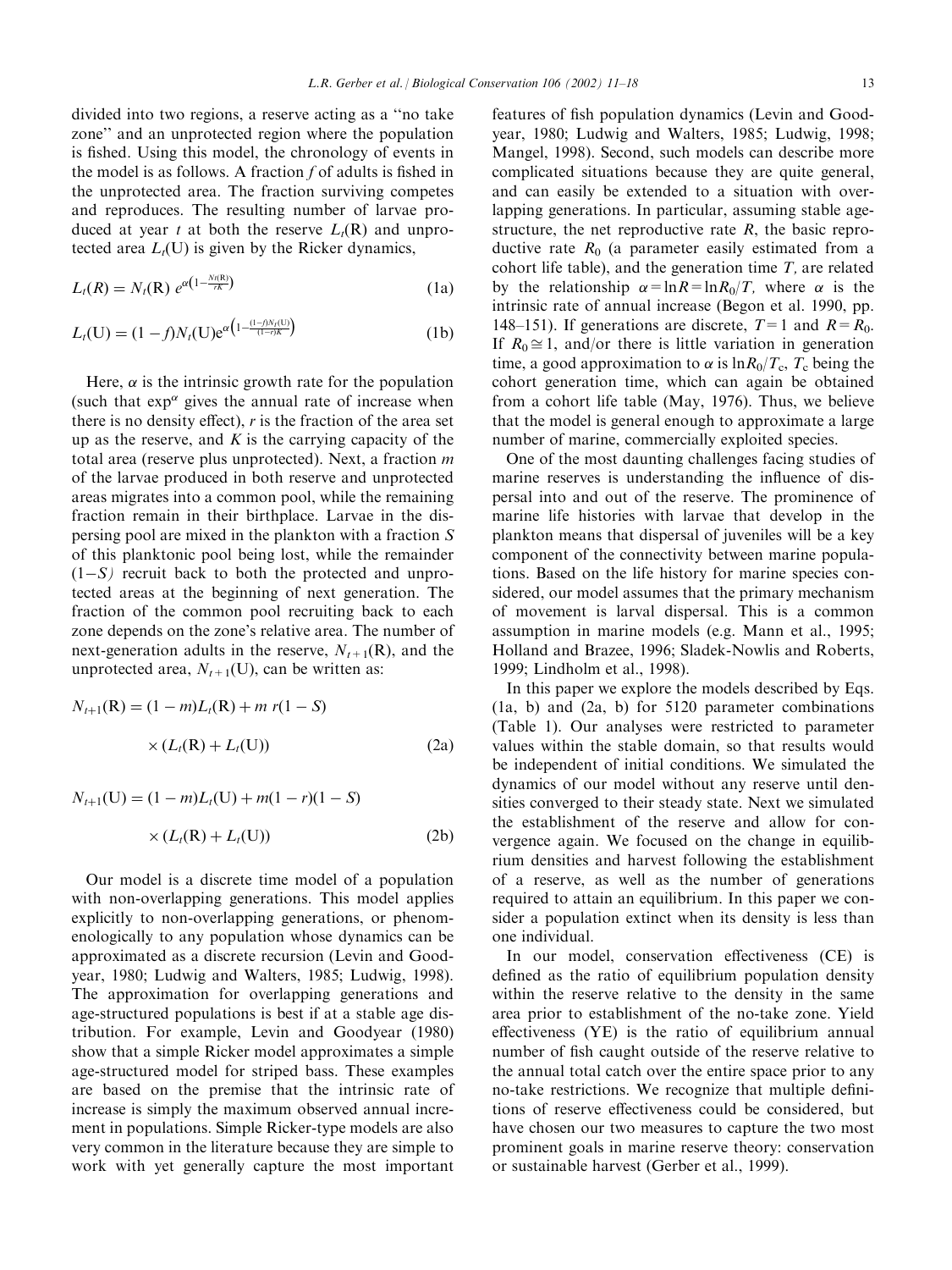divided into two regions, a reserve acting as a "no take zone" and an unprotected region where the population is fished. Using this model, the chronology of events in the model is as follows. A fraction $f$ of adults is fished in the unprotected area. The fraction surviving competes and reproduces. The resulting number of larvae produced at year $t$ at both the reserve $L_t(\mathrm{R})$ and unprotected area $L_t(\mathrm{U})$ is given by the Ricker dynamics,

$$L_t(R) = N_t(\mathrm{R})\, e^{\alpha\left(1-\frac{N_t(\mathrm{R})}{rK}\right)} \tag{1a}$$

$$L_t(\mathrm{U}) = (1-f)N_t(\mathrm{U})e^{\alpha\left(1-\frac{(1-f)N_t(\mathrm{U})}{(1-r)K}\right)} \tag{1b}$$

Here, $\alpha$ is the intrinsic growth rate for the population (such that $\exp^{\alpha}$ gives the annual rate of increase when there is no density effect), $r$ is the fraction of the area set up as the reserve, and $K$ is the carrying capacity of the total area (reserve plus unprotected). Next, a fraction $m$ of the larvae produced in both reserve and unprotected areas migrates into a common pool, while the remaining fraction remain in their birthplace. Larvae in the dispersing pool are mixed in the plankton with a fraction $S$ of this planktonic pool being lost, while the remainder $(1-S)$ recruit back to both the protected and unprotected areas at the beginning of next generation. The fraction of the common pool recruiting back to each zone depends on the zone's relative area. The number of next-generation adults in the reserve, $N_{t+1}(\mathrm{R})$, and the unprotected area, $N_{t+1}(\mathrm{U})$, can be written as:

$$N_{t+1}(\mathrm{R}) = (1-m)L_t(\mathrm{R}) + m\, r(1-S) \times (L_t(\mathrm{R}) + L_t(\mathrm{U})) \tag{2a}$$

$$N_{t+1}(\mathrm{U}) = (1-m)L_t(\mathrm{U}) + m(1-r)(1-S) \times (L_t(\mathrm{R}) + L_t(\mathrm{U})) \tag{2b}$$

Our model is a discrete time model of a population with non-overlapping generations. This model applies explicitly to non-overlapping generations, or phenomenologically to any population whose dynamics can be approximated as a discrete recursion (Levin and Goodyear, 1980; Ludwig and Walters, 1985; Ludwig, 1998). The approximation for overlapping generations and age-structured populations is best if at a stable age distribution. For example, Levin and Goodyear (1980) show that a simple Ricker model approximates a simple age-structured model for striped bass. These examples are based on the premise that the intrinsic rate of increase is simply the maximum observed annual increment in populations. Simple Ricker-type models are also very common in the literature because they are simple to work with yet generally capture the most important features of fish population dynamics (Levin and Goodyear, 1980; Ludwig and Walters, 1985; Ludwig, 1998; Mangel, 1998). Second, such models can describe more complicated situations because they are quite general, and can easily be extended to a situation with overlapping generations. In particular, assuming stable age-structure, the net reproductive rate $R$, the basic reproductive rate $R_0$ (a parameter easily estimated from a cohort life table), and the generation time $T$, are related by the relationship $\alpha = \ln R = \ln R_0/T$, where $\alpha$ is the intrinsic rate of annual increase (Begon et al. 1990, pp. 148–151). If generations are discrete, $T = 1$ and $R = R_0$. If $R_0 \cong 1$, and/or there is little variation in generation time, a good approximation to $\alpha$ is $\ln R_0/T_c$, $T_c$ being the cohort generation time, which can again be obtained from a cohort life table (May, 1976). Thus, we believe that the model is general enough to approximate a large number of marine, commercially exploited species.

One of the most daunting challenges facing studies of marine reserves is understanding the influence of dispersal into and out of the reserve. The prominence of marine life histories with larvae that develop in the plankton means that dispersal of juveniles will be a key component of the connectivity between marine populations. Based on the life history for marine species considered, our model assumes that the primary mechanism of movement is larval dispersal. This is a common assumption in marine models (e.g. Mann et al., 1995; Holland and Brazee, 1996; Sladek-Nowlis and Roberts, 1999; Lindholm et al., 1998).

In this paper we explore the models described by Eqs. (1a, b) and (2a, b) for 5120 parameter combinations (Table 1). Our analyses were restricted to parameter values within the stable domain, so that results would be independent of initial conditions. We simulated the dynamics of our model without any reserve until densities converged to their steady state. Next we simulated the establishment of the reserve and allow for convergence again. We focused on the change in equilibrium densities and harvest following the establishment of a reserve, as well as the number of generations required to attain an equilibrium. In this paper we consider a population extinct when its density is less than one individual.

In our model, conservation effectiveness (CE) is defined as the ratio of equilibrium population density within the reserve relative to the density in the same area prior to establishment of the no-take zone. Yield effectiveness (YE) is the ratio of equilibrium annual number of fish caught outside of the reserve relative to the annual total catch over the entire space prior to any no-take restrictions. We recognize that multiple definitions of reserve effectiveness could be considered, but have chosen our two measures to capture the two most prominent goals in marine reserve theory: conservation or sustainable harvest (Gerber et al., 1999).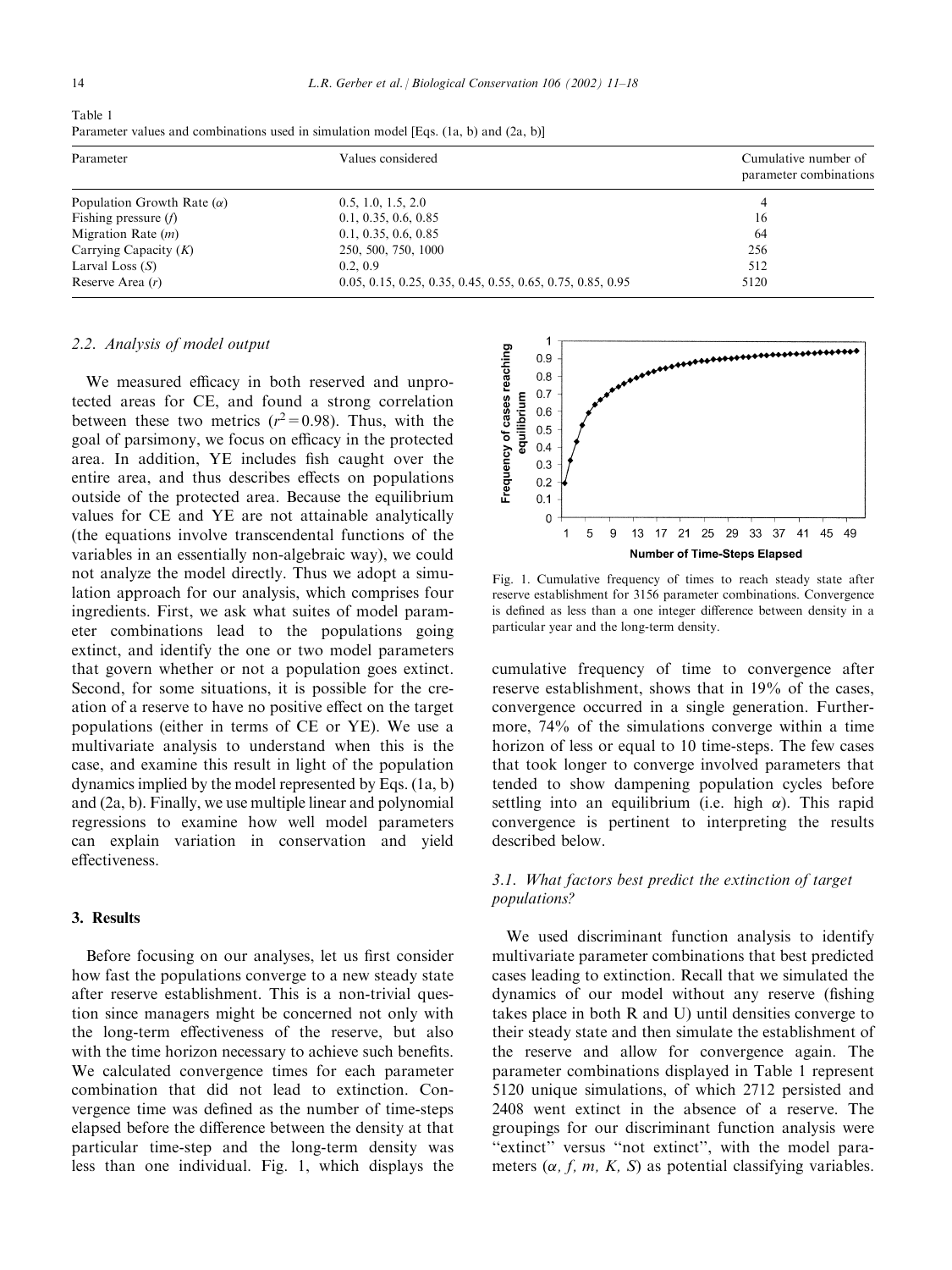Table 1
Parameter values and combinations used in simulation model [Eqs. (1a, b) and (2a, b)]

| Parameter | Values considered | Cumulative number of parameter combinations |
| --- | --- | --- |
| Population Growth Rate ($\alpha$) | 0.5, 1.0, 1.5, 2.0 | 4 |
| Fishing pressure ($f$) | 0.1, 0.35, 0.6, 0.85 | 16 |
| Migration Rate ($m$) | 0.1, 0.35, 0.6, 0.85 | 64 |
| Carrying Capacity ($K$) | 250, 500, 750, 1000 | 256 |
| Larval Loss ($S$) | 0.2, 0.9 | 512 |
| Reserve Area ($r$) | 0.05, 0.15, 0.25, 0.35, 0.45, 0.55, 0.65, 0.75, 0.85, 0.95 | 5120 |

### 2.2. Analysis of model output

We measured efficacy in both reserved and unprotected areas for CE, and found a strong correlation between these two metrics ($r^2 = 0.98$). Thus, with the goal of parsimony, we focus on efficacy in the protected area. In addition, YE includes fish caught over the entire area, and thus describes effects on populations outside of the protected area. Because the equilibrium values for CE and YE are not attainable analytically (the equations involve transcendental functions of the variables in an essentially non-algebraic way), we could not analyze the model directly. Thus we adopt a simulation approach for our analysis, which comprises four ingredients. First, we ask what suites of model parameter combinations lead to the populations going extinct, and identify the one or two model parameters that govern whether or not a population goes extinct. Second, for some situations, it is possible for the creation of a reserve to have no positive effect on the target populations (either in terms of CE or YE). We use a multivariate analysis to understand when this is the case, and examine this result in light of the population dynamics implied by the model represented by Eqs. (1a, b) and (2a, b). Finally, we use multiple linear and polynomial regressions to examine how well model parameters can explain variation in conservation and yield effectiveness.

## 3. Results

Before focusing on our analyses, let us first consider how fast the populations converge to a new steady state after reserve establishment. This is a non-trivial question since managers might be concerned not only with the long-term effectiveness of the reserve, but also with the time horizon necessary to achieve such benefits. We calculated convergence times for each parameter combination that did not lead to extinction. Convergence time was defined as the number of time-steps elapsed before the difference between the density at that particular time-step and the long-term density was less than one individual. Fig. 1, which displays the cumulative frequency of time to convergence after reserve establishment, shows that in 19% of the cases, convergence occurred in a single generation. Furthermore, 74% of the simulations converge within a time horizon of less or equal to 10 time-steps. The few cases that took longer to converge involved parameters that tended to show dampening population cycles before settling into an equilibrium (i.e. high $\alpha$). This rapid convergence is pertinent to interpreting the results described below.

Fig. 1. Cumulative frequency of times to reach steady state after reserve establishment for 3156 parameter combinations. Convergence is defined as less than a one integer difference between density in a particular year and the long-term density.

### 3.1. What factors best predict the extinction of target populations?

We used discriminant function analysis to identify multivariate parameter combinations that best predicted cases leading to extinction. Recall that we simulated the dynamics of our model without any reserve (fishing takes place in both R and U) until densities converge to their steady state and then simulate the establishment of the reserve and allow for convergence again. The parameter combinations displayed in Table 1 represent 5120 unique simulations, of which 2712 persisted and 2408 went extinct in the absence of a reserve. The groupings for our discriminant function analysis were "extinct" versus "not extinct", with the model parameters ($\alpha$, $f$, $m$, $K$, $S$) as potential classifying variables.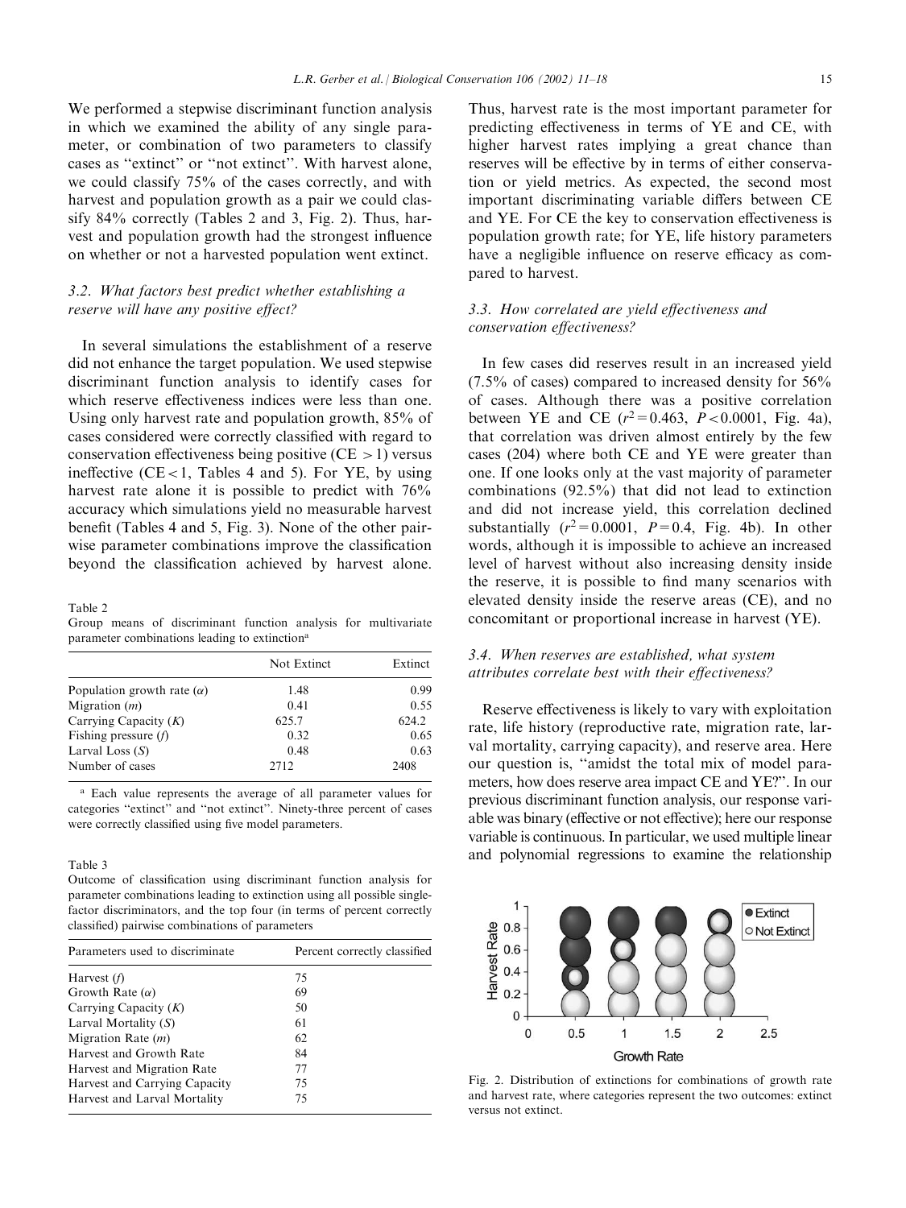We performed a stepwise discriminant function analysis in which we examined the ability of any single parameter, or combination of two parameters to classify cases as "extinct" or "not extinct". With harvest alone, we could classify 75% of the cases correctly, and with harvest and population growth as a pair we could classify 84% correctly (Tables 2 and 3, Fig. 2). Thus, harvest and population growth had the strongest influence on whether or not a harvested population went extinct.

### 3.2. What factors best predict whether establishing a reserve will have any positive effect?

In several simulations the establishment of a reserve did not enhance the target population. We used stepwise discriminant function analysis to identify cases for which reserve effectiveness indices were less than one. Using only harvest rate and population growth, 85% of cases considered were correctly classified with regard to conservation effectiveness being positive ($CE > 1$) versus ineffective ($CE < 1$, Tables 4 and 5). For YE, by using harvest rate alone it is possible to predict with 76% accuracy which simulations yield no measurable harvest benefit (Tables 4 and 5, Fig. 3). None of the other pairwise parameter combinations improve the classification beyond the classification achieved by harvest alone.

Table 2
Group means of discriminant function analysis for multivariate parameter combinations leading to extinction[a]

| | Not Extinct | Extinct |
|---|---|---|
| Population growth rate ($\alpha$) | 1.48 | 0.99 |
| Migration ($m$) | 0.41 | 0.55 |
| Carrying Capacity ($K$) | 625.7 | 624.2 |
| Fishing pressure ($f$) | 0.32 | 0.65 |
| Larval Loss ($S$) | 0.48 | 0.63 |
| Number of cases | 2712 | 2408 |

[a] Each value represents the average of all parameter values for categories "extinct" and "not extinct". Ninety-three percent of cases were correctly classified using five model parameters.

Table 3
Outcome of classification using discriminant function analysis for parameter combinations leading to extinction using all possible single-factor discriminators, and the top four (in terms of percent correctly classified) pairwise combinations of parameters

| Parameters used to discriminate | Percent correctly classified |
|---|---|
| Harvest ($f$) | 75 |
| Growth Rate ($\alpha$) | 69 |
| Carrying Capacity ($K$) | 50 |
| Larval Mortality ($S$) | 61 |
| Migration Rate ($m$) | 62 |
| Harvest and Growth Rate | 84 |
| Harvest and Migration Rate | 77 |
| Harvest and Carrying Capacity | 75 |
| Harvest and Larval Mortality | 75 |

Thus, harvest rate is the most important parameter for predicting effectiveness in terms of YE and CE, with higher harvest rates implying a great chance than reserves will be effective by in terms of either conservation or yield metrics. As expected, the second most important discriminating variable differs between CE and YE. For CE the key to conservation effectiveness is population growth rate; for YE, life history parameters have a negligible influence on reserve efficacy as compared to harvest.

### 3.3. How correlated are yield effectiveness and conservation effectiveness?

In few cases did reserves result in an increased yield (7.5% of cases) compared to increased density for 56% of cases. Although there was a positive correlation between YE and CE ($r^2 = 0.463$, $P < 0.0001$, Fig. 4a), that correlation was driven almost entirely by the few cases (204) where both CE and YE were greater than one. If one looks only at the vast majority of parameter combinations (92.5%) that did not lead to extinction and did not increase yield, this correlation declined substantially ($r^2 = 0.0001$, $P = 0.4$, Fig. 4b). In other words, although it is impossible to achieve an increased level of harvest without also increasing density inside the reserve, it is possible to find many scenarios with elevated density inside the reserve areas (CE), and no concomitant or proportional increase in harvest (YE).

### 3.4. When reserves are established, what system attributes correlate best with their effectiveness?

Reserve effectiveness is likely to vary with exploitation rate, life history (reproductive rate, migration rate, larval mortality, carrying capacity), and reserve area. Here our question is, "amidst the total mix of model parameters, how does reserve area impact CE and YE?". In our previous discriminant function analysis, our response variable was binary (effective or not effective); here our response variable is continuous. In particular, we used multiple linear and polynomial regressions to examine the relationship

Fig. 2. Distribution of extinctions for combinations of growth rate and harvest rate, where categories represent the two outcomes: extinct versus not extinct.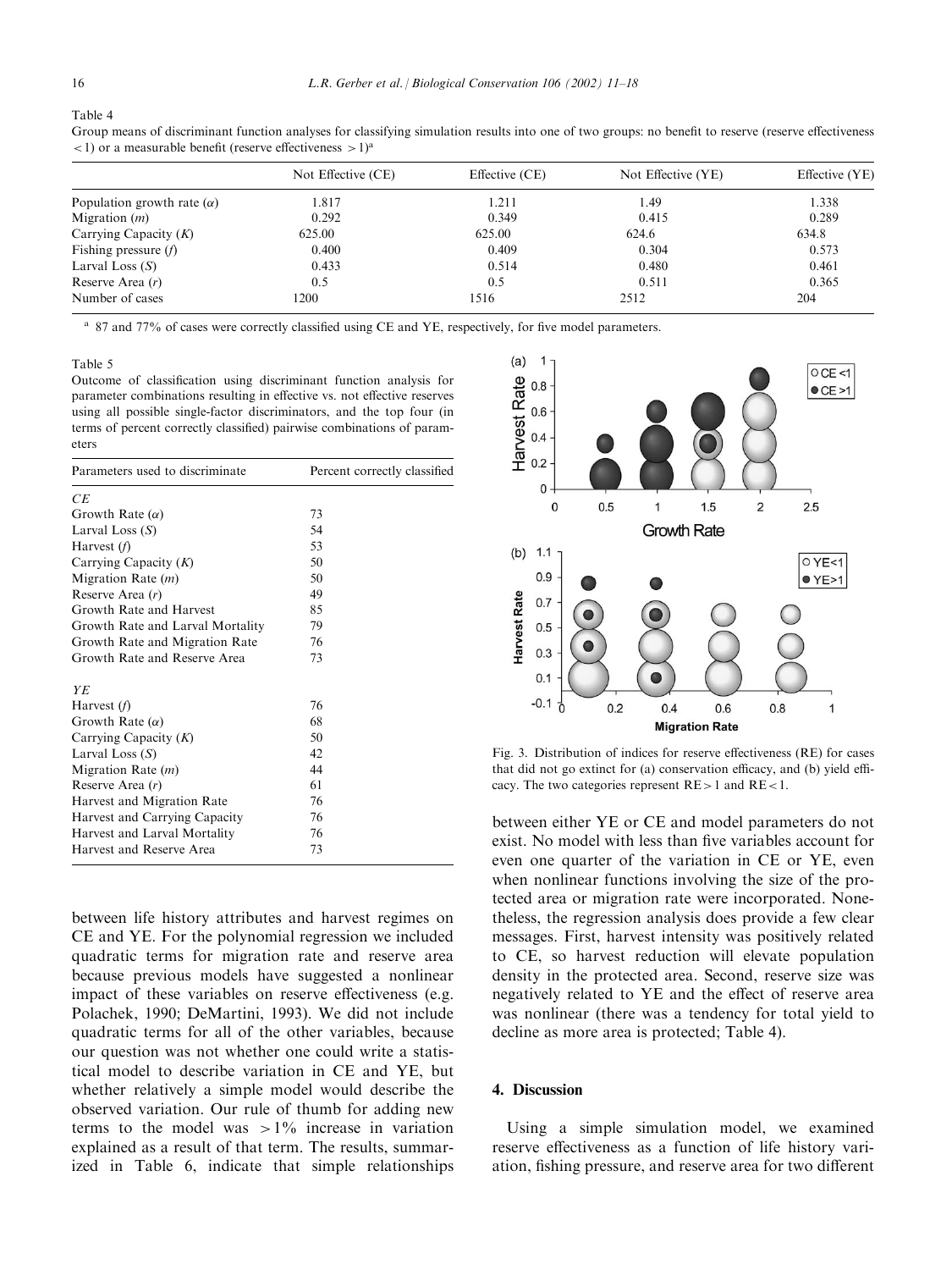Table 4

Group means of discriminant function analyses for classifying simulation results into one of two groups: no benefit to reserve (reserve effectiveness <1) or a measurable benefit (reserve effectiveness >1)[a]

| | Not Effective (CE) | Effective (CE) | Not Effective (YE) | Effective (YE) |
|---|---|---|---|---|
| Population growth rate ($\alpha$) | 1.817 | 1.211 | 1.49 | 1.338 |
| Migration ($m$) | 0.292 | 0.349 | 0.415 | 0.289 |
| Carrying Capacity ($K$) | 625.00 | 625.00 | 624.6 | 634.8 |
| Fishing pressure ($f$) | 0.400 | 0.409 | 0.304 | 0.573 |
| Larval Loss ($S$) | 0.433 | 0.514 | 0.480 | 0.461 |
| Reserve Area ($r$) | 0.5 | 0.5 | 0.511 | 0.365 |
| Number of cases | 1200 | 1516 | 2512 | 204 |

[a] 87 and 77% of cases were correctly classified using CE and YE, respectively, for five model parameters.

Table 5

Outcome of classification using discriminant function analysis for parameter combinations resulting in effective vs. not effective reserves using all possible single-factor discriminators, and the top four (in terms of percent correctly classified) pairwise combinations of parameters

| Parameters used to discriminate | Percent correctly classified |
|---|---|
| *CE* | |
| Growth Rate ($\alpha$) | 73 |
| Larval Loss ($S$) | 54 |
| Harvest ($f$) | 53 |
| Carrying Capacity ($K$) | 50 |
| Migration Rate ($m$) | 50 |
| Reserve Area ($r$) | 49 |
| Growth Rate and Harvest | 85 |
| Growth Rate and Larval Mortality | 79 |
| Growth Rate and Migration Rate | 76 |
| Growth Rate and Reserve Area | 73 |
| *YE* | |
| Harvest ($f$) | 76 |
| Growth Rate ($\alpha$) | 68 |
| Carrying Capacity ($K$) | 50 |
| Larval Loss ($S$) | 42 |
| Migration Rate ($m$) | 44 |
| Reserve Area ($r$) | 61 |
| Harvest and Migration Rate | 76 |
| Harvest and Carrying Capacity | 76 |
| Harvest and Larval Mortality | 76 |
| Harvest and Reserve Area | 73 |

Fig. 3. Distribution of indices for reserve effectiveness (RE) for cases that did not go extinct for (a) conservation efficacy, and (b) yield efficacy. The two categories represent RE > 1 and RE < 1.

between life history attributes and harvest regimes on CE and YE. For the polynomial regression we included quadratic terms for migration rate and reserve area because previous models have suggested a nonlinear impact of these variables on reserve effectiveness (e.g. Polachek, 1990; DeMartini, 1993). We did not include quadratic terms for all of the other variables, because our question was not whether one could write a statistical model to describe variation in CE and YE, but whether relatively a simple model would describe the observed variation. Our rule of thumb for adding new terms to the model was >1% increase in variation explained as a result of that term. The results, summarized in Table 6, indicate that simple relationships between either YE or CE and model parameters do not exist. No model with less than five variables account for even one quarter of the variation in CE or YE, even when nonlinear functions involving the size of the protected area or migration rate were incorporated. Nonetheless, the regression analysis does provide a few clear messages. First, harvest intensity was positively related to CE, so harvest reduction will elevate population density in the protected area. Second, reserve size was negatively related to YE and the effect of reserve area was nonlinear (there was a tendency for total yield to decline as more area is protected; Table 4).

## 4. Discussion

Using a simple simulation model, we examined reserve effectiveness as a function of life history variation, fishing pressure, and reserve area for two different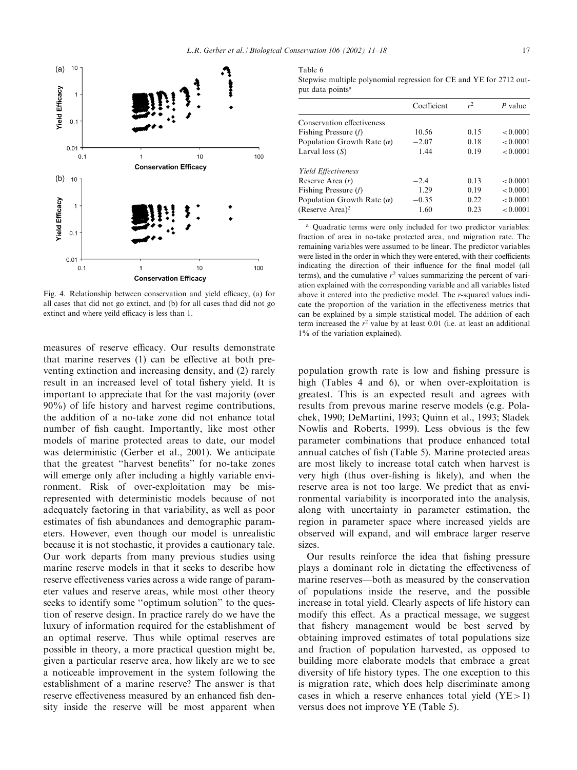Fig. 4. Relationship between conservation and yield efficacy, (a) for all cases that did not go extinct, and (b) for all cases thad did not go extinct and where yeild efficacy is less than 1.

measures of reserve efficacy. Our results demonstrate that marine reserves (1) can be effective at both preventing extinction and increasing density, and (2) rarely result in an increased level of total fishery yield. It is important to appreciate that for the vast majority (over 90%) of life history and harvest regime contributions, the addition of a no-take zone did not enhance total number of fish caught. Importantly, like most other models of marine protected areas to date, our model was deterministic (Gerber et al., 2001). We anticipate that the greatest ''harvest benefits'' for no-take zones will emerge only after including a highly variable environment. Risk of over-exploitation may be misrepresented with deterministic models because of not adequately factoring in that variability, as well as poor estimates of fish abundances and demographic parameters. However, even though our model is unrealistic because it is not stochastic, it provides a cautionary tale. Our work departs from many previous studies using marine reserve models in that it seeks to describe how reserve effectiveness varies across a wide range of parameter values and reserve areas, while most other theory seeks to identify some ''optimum solution'' to the question of reserve design. In practice rarely do we have the luxury of information required for the establishment of an optimal reserve. Thus while optimal reserves are possible in theory, a more practical question might be, given a particular reserve area, how likely are we to see a noticeable improvement in the system following the establishment of a marine reserve? The answer is that reserve effectiveness measured by an enhanced fish density inside the reserve will be most apparent when population growth rate is low and fishing pressure is high (Tables 4 and 6), or when over-exploitation is greatest. This is an expected result and agrees with results from prevous marine reserve models (e.g. Polachek, 1990; DeMartini, 1993; Quinn et al., 1993; Sladek Nowlis and Roberts, 1999). Less obvious is the few parameter combinations that produce enhanced total annual catches of fish (Table 5). Marine protected areas are most likely to increase total catch when harvest is very high (thus over-fishing is likely), and when the reserve area is not too large. We predict that as environmental variability is incorporated into the analysis, along with uncertainty in parameter estimation, the region in parameter space where increased yields are observed will expand, and will embrace larger reserve sizes.

Table 6
Stepwise multiple polynomial regression for CE and YE for 2712 output data points[a]

| | Coefficient | $r^2$ | $P$ value |
|---|---|---|---|
| Conservation effectiveness | | | |
| Fishing Pressure ($f$) | 10.56 | 0.15 | $<0.0001$ |
| Population Growth Rate ($\alpha$) | $-2.07$ | 0.18 | $<0.0001$ |
| Larval loss ($S$) | 1.44 | 0.19 | $<0.0001$ |
| *Yield Effectiveness* | | | |
| Reserve Area ($r$) | $-2.4$ | 0.13 | $<0.0001$ |
| Fishing Pressure ($f$) | 1.29 | 0.19 | $<0.0001$ |
| Population Growth Rate ($\alpha$) | $-0.35$ | 0.22 | $<0.0001$ |
| (Reserve Area)$^2$ | 1.60 | 0.23 | $<0.0001$ |

[a] Quadratic terms were only included for two predictor variables: fraction of area in no-take protected area, and migration rate. The remaining variables were assumed to be linear. The predictor variables were listed in the order in which they were entered, with their coefficients indicating the direction of their influence for the final model (all terms), and the cumulative $r^2$ values summarizing the percent of variation explained with the corresponding variable and all variables listed above it entered into the predictive model. The $r$-squared values indicate the proportion of the variation in the effectiveness metrics that can be explained by a simple statistical model. The addition of each term increased the $r^2$ value by at least 0.01 (i.e. at least an additional 1% of the variation explained).

Our results reinforce the idea that fishing pressure plays a dominant role in dictating the effectiveness of marine reserves—both as measured by the conservation of populations inside the reserve, and the possible increase in total yield. Clearly aspects of life history can modify this effect. As a practical message, we suggest that fishery management would be best served by obtaining improved estimates of total populations size and fraction of population harvested, as opposed to building more elaborate models that embrace a great diversity of life history types. The one exception to this is migration rate, which does help discriminate among cases in which a reserve enhances total yield ($YE>1$) versus does not improve YE (Table 5).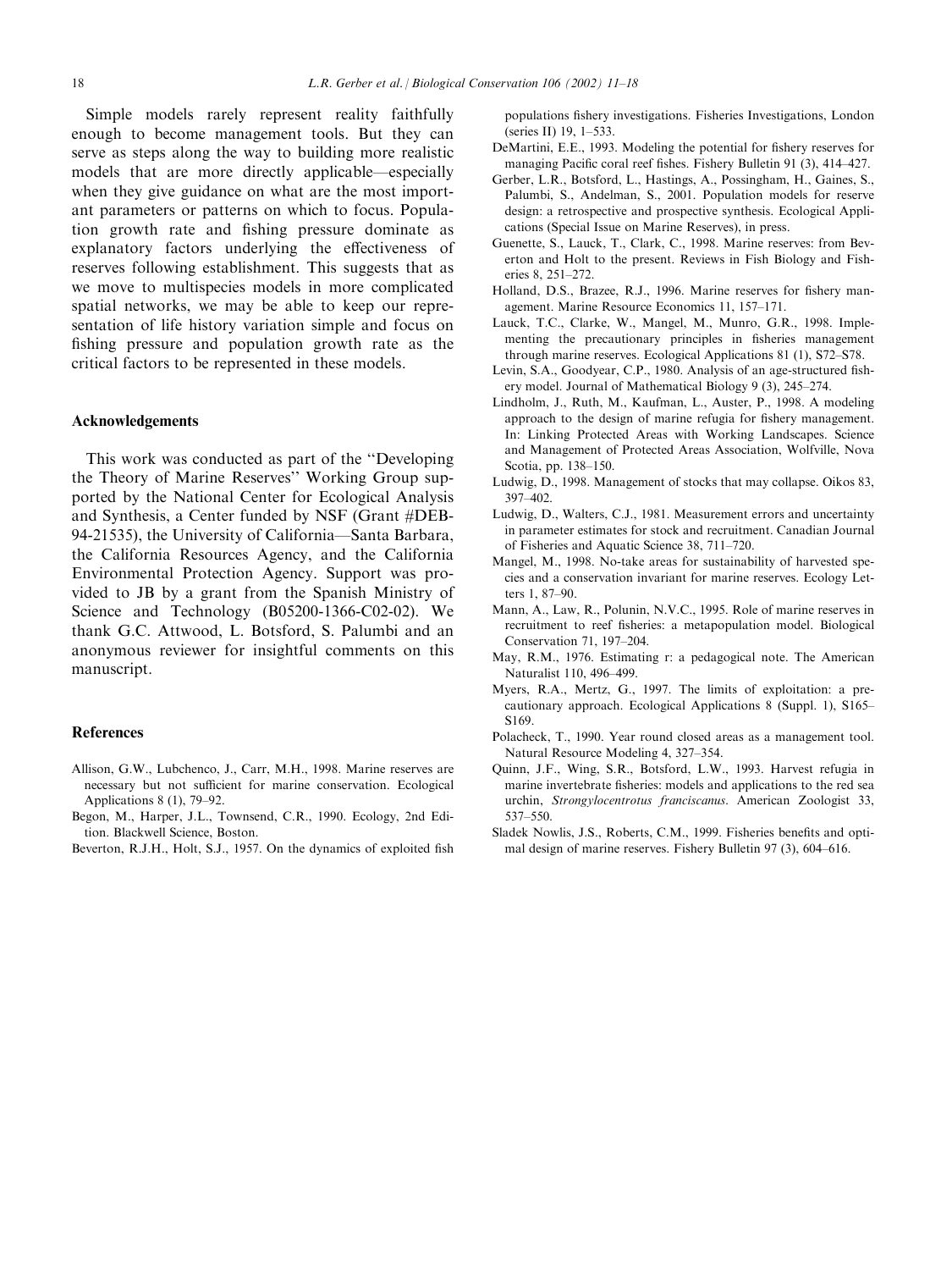Simple models rarely represent reality faithfully enough to become management tools. But they can serve as steps along the way to building more realistic models that are more directly applicable—especially when they give guidance on what are the most important parameters or patterns on which to focus. Population growth rate and fishing pressure dominate as explanatory factors underlying the effectiveness of reserves following establishment. This suggests that as we move to multispecies models in more complicated spatial networks, we may be able to keep our representation of life history variation simple and focus on fishing pressure and population growth rate as the critical factors to be represented in these models.

## Acknowledgements

This work was conducted as part of the "Developing the Theory of Marine Reserves" Working Group supported by the National Center for Ecological Analysis and Synthesis, a Center funded by NSF (Grant #DEB-94-21535), the University of California—Santa Barbara, the California Resources Agency, and the California Environmental Protection Agency. Support was provided to JB by a grant from the Spanish Ministry of Science and Technology (B05200-1366-C02-02). We thank G.C. Attwood, L. Botsford, S. Palumbi and an anonymous reviewer for insightful comments on this manuscript.

## References

Allison, G.W., Lubchenco, J., Carr, M.H., 1998. Marine reserves are necessary but not sufficient for marine conservation. Ecological Applications 8 (1), 79–92.

Begon, M., Harper, J.L., Townsend, C.R., 1990. Ecology, 2nd Edition. Blackwell Science, Boston.

Beverton, R.J.H., Holt, S.J., 1957. On the dynamics of exploited fish populations fishery investigations. Fisheries Investigations, London (series II) 19, 1–533.

DeMartini, E.E., 1993. Modeling the potential for fishery reserves for managing Pacific coral reef fishes. Fishery Bulletin 91 (3), 414–427.

Gerber, L.R., Botsford, L., Hastings, A., Possingham, H., Gaines, S., Palumbi, S., Andelman, S., 2001. Population models for reserve design: a retrospective and prospective synthesis. Ecological Applications (Special Issue on Marine Reserves), in press.

Guenette, S., Lauck, T., Clark, C., 1998. Marine reserves: from Beverton and Holt to the present. Reviews in Fish Biology and Fisheries 8, 251–272.

Holland, D.S., Brazee, R.J., 1996. Marine reserves for fishery management. Marine Resource Economics 11, 157–171.

Lauck, T.C., Clarke, W., Mangel, M., Munro, G.R., 1998. Implementing the precautionary principles in fisheries management through marine reserves. Ecological Applications 81 (1), S72–S78.

Levin, S.A., Goodyear, C.P., 1980. Analysis of an age-structured fishery model. Journal of Mathematical Biology 9 (3), 245–274.

Lindholm, J., Ruth, M., Kaufman, L., Auster, P., 1998. A modeling approach to the design of marine refugia for fishery management. In: Linking Protected Areas with Working Landscapes. Science and Management of Protected Areas Association, Wolfville, Nova Scotia, pp. 138–150.

Ludwig, D., 1998. Management of stocks that may collapse. Oikos 83, 397–402.

Ludwig, D., Walters, C.J., 1981. Measurement errors and uncertainty in parameter estimates for stock and recruitment. Canadian Journal of Fisheries and Aquatic Science 38, 711–720.

Mangel, M., 1998. No-take areas for sustainability of harvested species and a conservation invariant for marine reserves. Ecology Letters 1, 87–90.

Mann, A., Law, R., Polunin, N.V.C., 1995. Role of marine reserves in recruitment to reef fisheries: a metapopulation model. Biological Conservation 71, 197–204.

May, R.M., 1976. Estimating r: a pedagogical note. The American Naturalist 110, 496–499.

Myers, R.A., Mertz, G., 1997. The limits of exploitation: a precautionary approach. Ecological Applications 8 (Suppl. 1), S165–S169.

Polacheck, T., 1990. Year round closed areas as a management tool. Natural Resource Modeling 4, 327–354.

Quinn, J.F., Wing, S.R., Botsford, L.W., 1993. Harvest refugia in marine invertebrate fisheries: models and applications to the red sea urchin, *Strongylocentrotus franciscanus*. American Zoologist 33, 537–550.

Sladek Nowlis, J.S., Roberts, C.M., 1999. Fisheries benefits and optimal design of marine reserves. Fishery Bulletin 97 (3), 604–616.